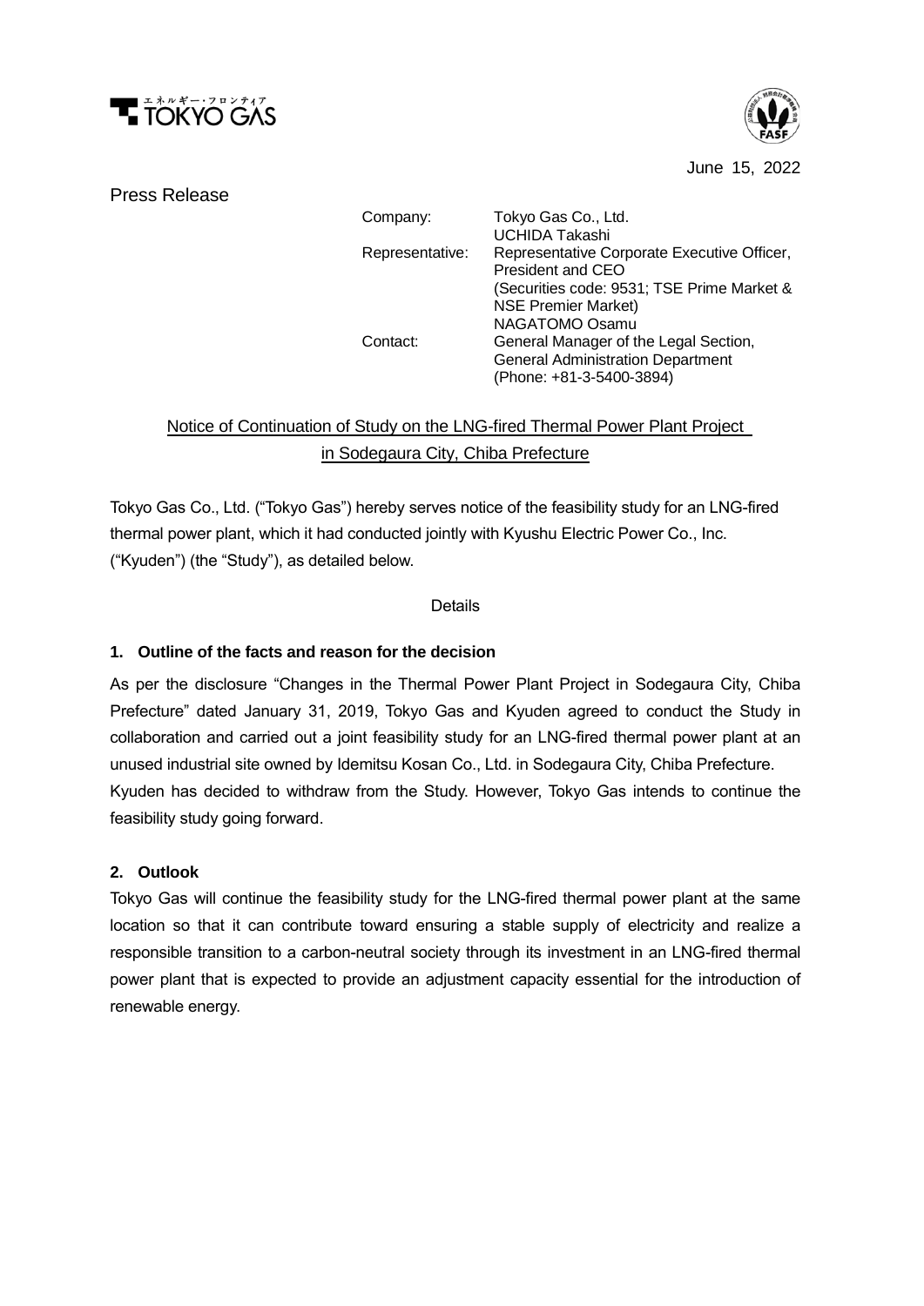June 15, 2022

Press Release

| | |
|---|---|
| Company: | Tokyo Gas Co., Ltd. |
| Representative: | UCHIDA Takashi<br>Representative Corporate Executive Officer, President and CEO<br>(Securities code: 9531; TSE Prime Market & NSE Premier Market) |
| Contact: | NAGATOMO Osamu<br>General Manager of the Legal Section, General Administration Department<br>(Phone: +81-3-5400-3894) |

## Notice of Continuation of Study on the LNG-fired Thermal Power Plant Project in Sodegaura City, Chiba Prefecture

Tokyo Gas Co., Ltd. ("Tokyo Gas") hereby serves notice of the feasibility study for an LNG-fired thermal power plant, which it had conducted jointly with Kyushu Electric Power Co., Inc. ("Kyuden") (the "Study"), as detailed below.

Details

### 1. Outline of the facts and reason for the decision

As per the disclosure "Changes in the Thermal Power Plant Project in Sodegaura City, Chiba Prefecture" dated January 31, 2019, Tokyo Gas and Kyuden agreed to conduct the Study in collaboration and carried out a joint feasibility study for an LNG-fired thermal power plant at an unused industrial site owned by Idemitsu Kosan Co., Ltd. in Sodegaura City, Chiba Prefecture.
Kyuden has decided to withdraw from the Study. However, Tokyo Gas intends to continue the feasibility study going forward.

### 2. Outlook

Tokyo Gas will continue the feasibility study for the LNG-fired thermal power plant at the same location so that it can contribute toward ensuring a stable supply of electricity and realize a responsible transition to a carbon-neutral society through its investment in an LNG-fired thermal power plant that is expected to provide an adjustment capacity essential for the introduction of renewable energy.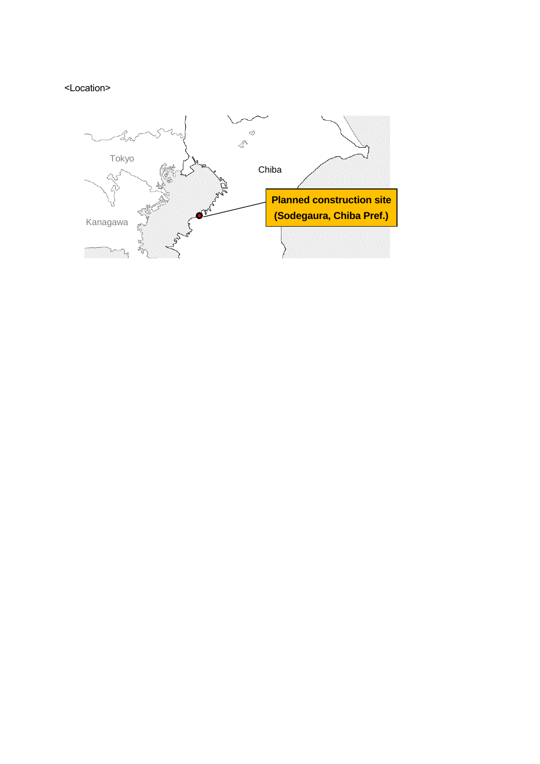<Location>

Tokyo

Chiba

Kanagawa

**Planned construction site (Sodegaura, Chiba Pref.)**